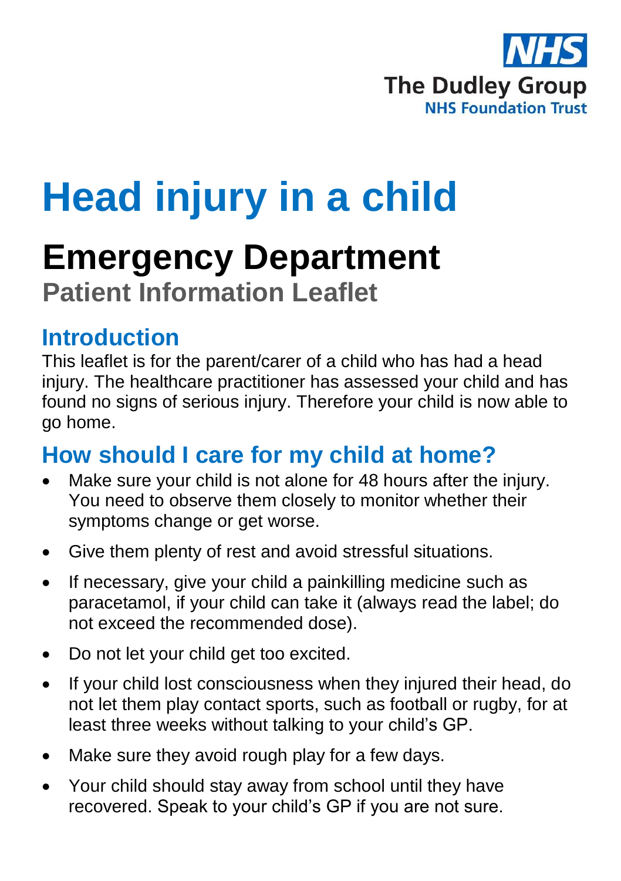NHS

The Dudley Group
NHS Foundation Trust

# Head injury in a child

## Emergency Department

### Patient Information Leaflet

### Introduction

This leaflet is for the parent/carer of a child who has had a head injury. The healthcare practitioner has assessed your child and has found no signs of serious injury. Therefore your child is now able to go home.

### How should I care for my child at home?

- Make sure your child is not alone for 48 hours after the injury. You need to observe them closely to monitor whether their symptoms change or get worse.
- Give them plenty of rest and avoid stressful situations.
- If necessary, give your child a painkilling medicine such as paracetamol, if your child can take it (always read the label; do not exceed the recommended dose).
- Do not let your child get too excited.
- If your child lost consciousness when they injured their head, do not let them play contact sports, such as football or rugby, for at least three weeks without talking to your child's GP.
- Make sure they avoid rough play for a few days.
- Your child should stay away from school until they have recovered. Speak to your child's GP if you are not sure.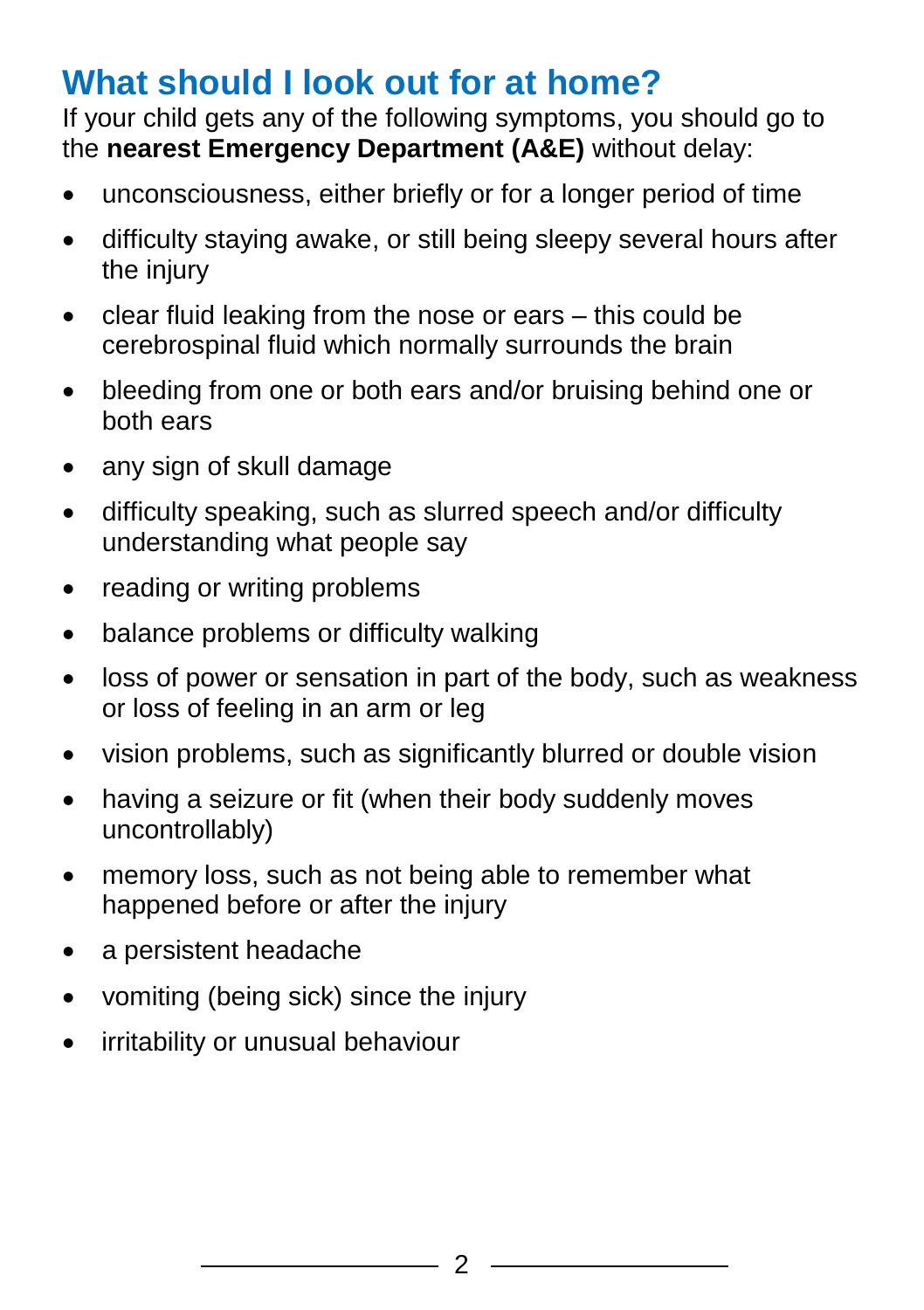## What should I look out for at home?

If your child gets any of the following symptoms, you should go to the **nearest Emergency Department (A&E)** without delay:

- unconsciousness, either briefly or for a longer period of time
- difficulty staying awake, or still being sleepy several hours after the injury
- clear fluid leaking from the nose or ears – this could be cerebrospinal fluid which normally surrounds the brain
- bleeding from one or both ears and/or bruising behind one or both ears
- any sign of skull damage
- difficulty speaking, such as slurred speech and/or difficulty understanding what people say
- reading or writing problems
- balance problems or difficulty walking
- loss of power or sensation in part of the body, such as weakness or loss of feeling in an arm or leg
- vision problems, such as significantly blurred or double vision
- having a seizure or fit (when their body suddenly moves uncontrollably)
- memory loss, such as not being able to remember what happened before or after the injury
- a persistent headache
- vomiting (being sick) since the injury
- irritability or unusual behaviour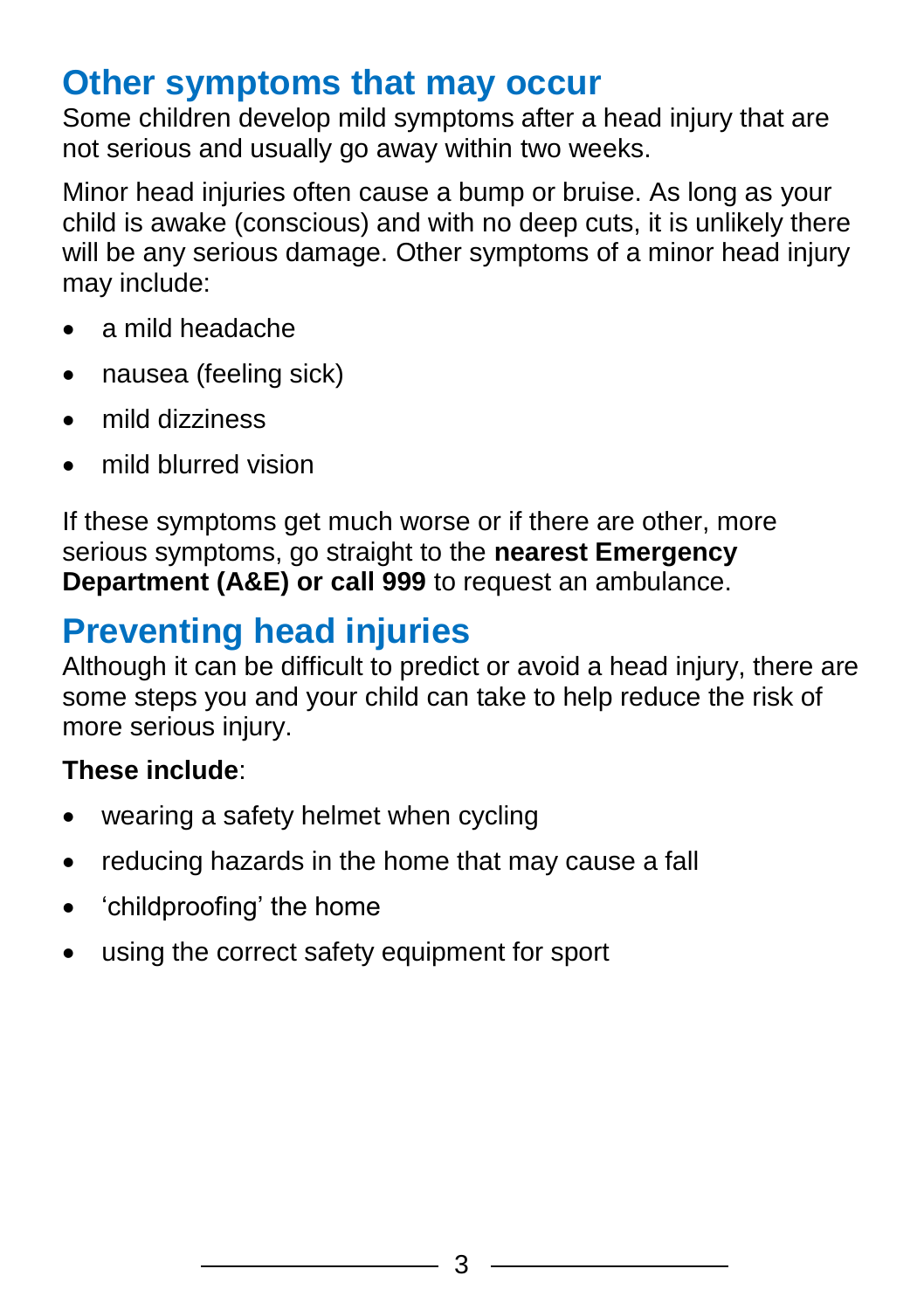## Other symptoms that may occur

Some children develop mild symptoms after a head injury that are not serious and usually go away within two weeks.

Minor head injuries often cause a bump or bruise. As long as your child is awake (conscious) and with no deep cuts, it is unlikely there will be any serious damage. Other symptoms of a minor head injury may include:

- a mild headache
- nausea (feeling sick)
- mild dizziness
- mild blurred vision

If these symptoms get much worse or if there are other, more serious symptoms, go straight to the **nearest Emergency Department (A&E) or call 999** to request an ambulance.

## Preventing head injuries

Although it can be difficult to predict or avoid a head injury, there are some steps you and your child can take to help reduce the risk of more serious injury.

**These include**:

- wearing a safety helmet when cycling
- reducing hazards in the home that may cause a fall
- 'childproofing' the home
- using the correct safety equipment for sport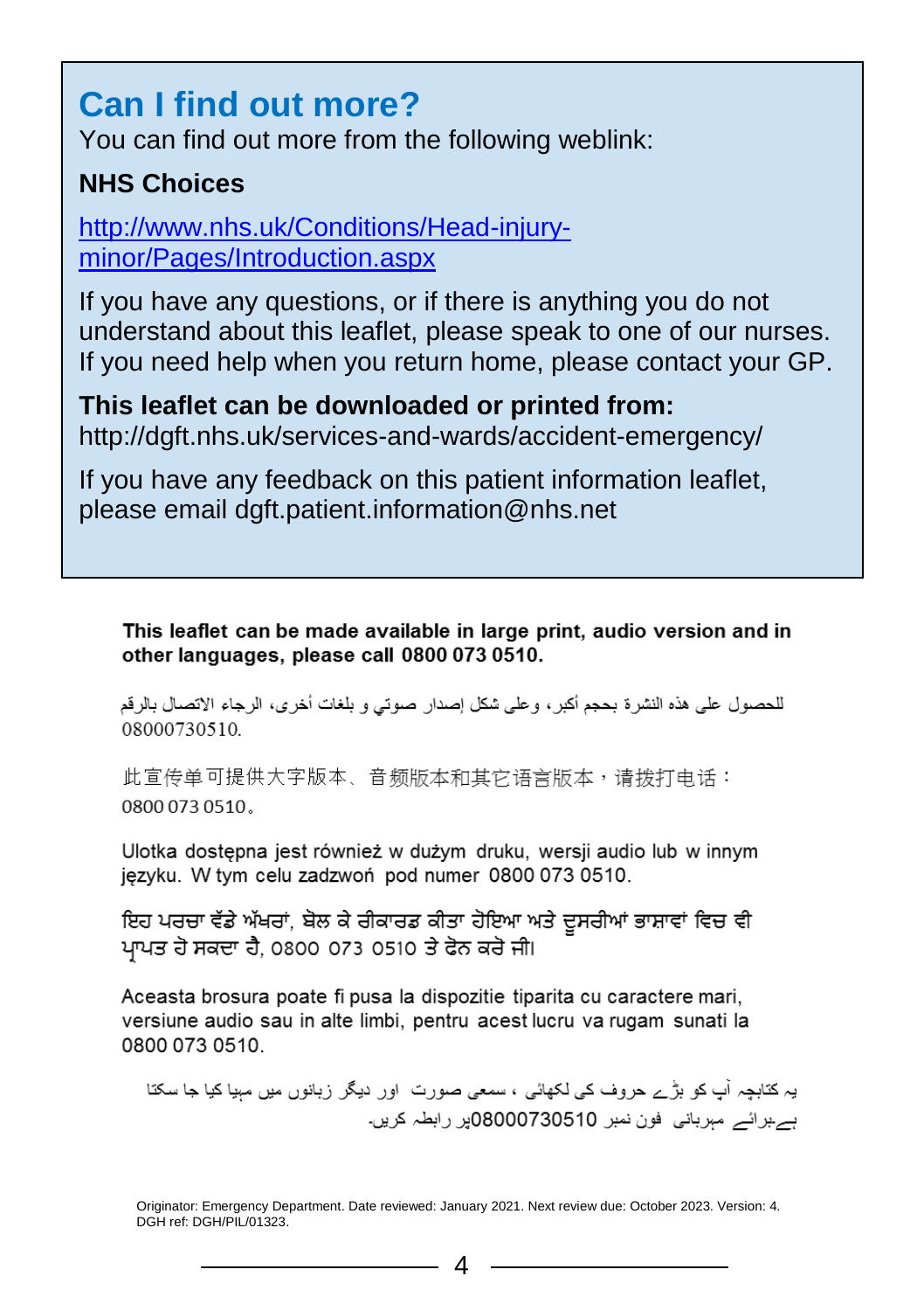## Can I find out more?

You can find out more from the following weblink:

**NHS Choices**

http://www.nhs.uk/Conditions/Head-injury-minor/Pages/Introduction.aspx

If you have any questions, or if there is anything you do not understand about this leaflet, please speak to one of our nurses. If you need help when you return home, please contact your GP.

**This leaflet can be downloaded or printed from:**
http://dgft.nhs.uk/services-and-wards/accident-emergency/

If you have any feedback on this patient information leaflet, please email dgft.patient.information@nhs.net

**This leaflet can be made available in large print, audio version and in other languages, please call 0800 073 0510.**

للحصول على هذه النشرة بحجم أكبر، وعلى شكل إصدار صوتي و بلغات أخرى، الرجاء الاتصال بالرقم 08000730510.

此宣传单可提供大字版本、音频版本和其它语言版本，请拨打电话：0800 073 0510。

Ulotka dostępna jest również w dużym druku, wersji audio lub w innym języku. W tym celu zadzwoń pod numer 0800 073 0510.

ਇਹ ਪਰਚਾ ਵੱਡੇ ਅੱਖਰਾਂ, ਬੋਲ ਕੇ ਰੀਕਾਰਡ ਕੀਤਾ ਹੋਇਆ ਅਤੇ ਦੂਸਰੀਆਂ ਭਾਸ਼ਾਵਾਂ ਵਿਚ ਵੀ ਪ੍ਰਾਪਤ ਹੋ ਸਕਦਾ ਹੈ, 0800 073 0510 ਤੇ ਫੋਨ ਕਰੋ ਜੀ।

Aceasta brosura poate fi pusa la dispozitie tiparita cu caractere mari, versiune audio sau in alte limbi, pentru acest lucru va rugam sunati la 0800 073 0510.

یہ کتابچہ آپ کو بڑے حروف کی لکھائی ، سمعی صورت اور دیگر زبانوں میں مہیا کیا جا سکتا ہے۔برائے مہربانی فون نمبر 08000730510پر رابطہ کریں۔

Originator: Emergency Department. Date reviewed: January 2021. Next review due: October 2023. Version: 4. DGH ref: DGH/PIL/01323.